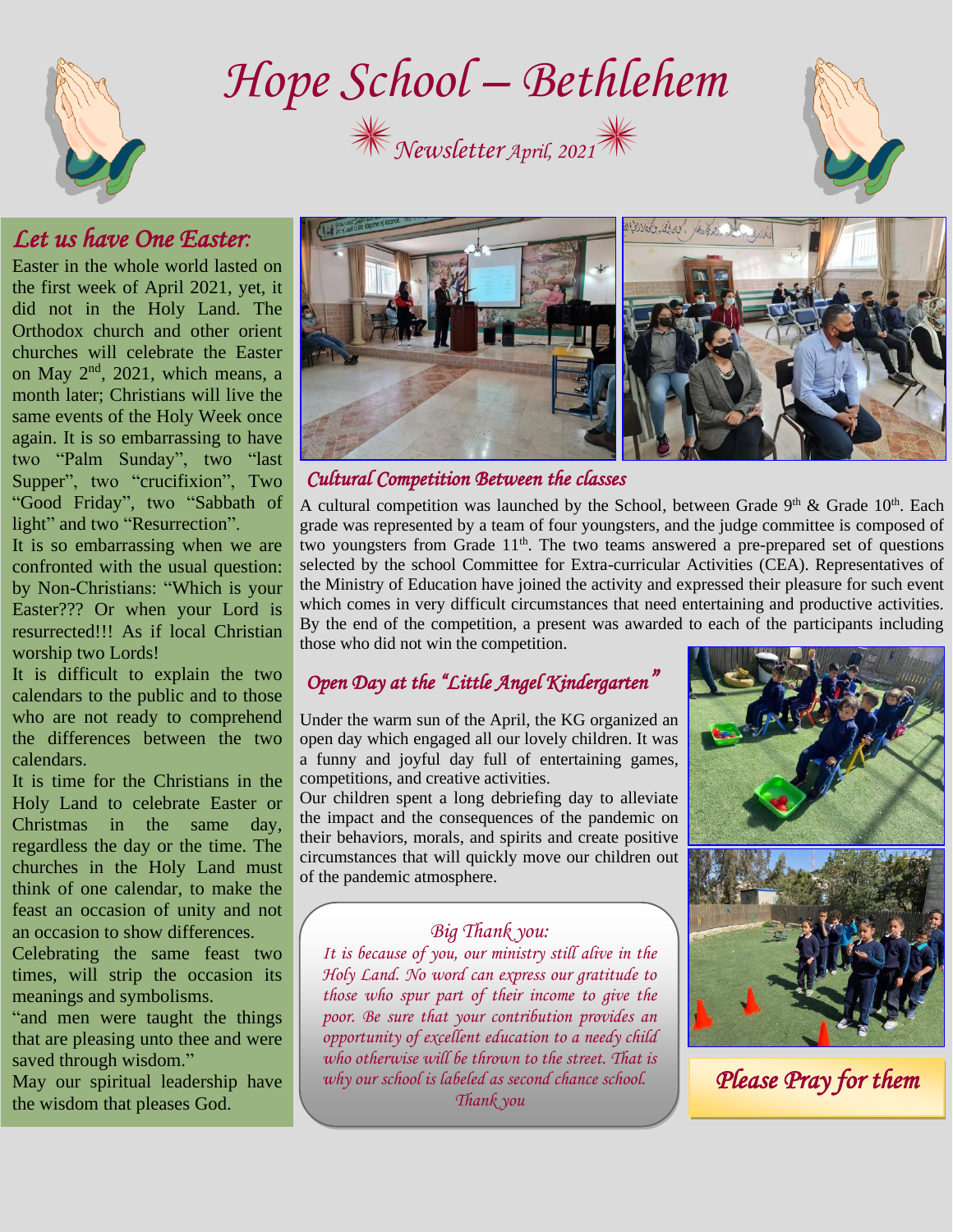# Hope School – Bethlehem

*Newsletter April, 2021*

## *Let us have One Easter:*

Easter in the whole world lasted on the first week of April 2021, yet, it did not in the Holy Land. The Orthodox church and other orient churches will celebrate the Easter on May 2nd, 2021, which means, a month later; Christians will live the same events of the Holy Week once again. It is so embarrassing to have two "Palm Sunday", two "last Supper", two "crucifixion", Two "Good Friday", two "Sabbath of light" and two "Resurrection".

It is so embarrassing when we are confronted with the usual question: by Non-Christians: "Which is your Easter??? Or when your Lord is resurrected!!! As if local Christian worship two Lords!

It is difficult to explain the two calendars to the public and to those who are not ready to comprehend the differences between the two calendars.

It is time for the Christians in the Holy Land to celebrate Easter or Christmas in the same day, regardless the day or the time. The churches in the Holy Land must think of one calendar, to make the feast an occasion of unity and not an occasion to show differences.

Celebrating the same feast two times, will strip the occasion its meanings and symbolisms.

"and men were taught the things that are pleasing unto thee and were saved through wisdom."

May our spiritual leadership have the wisdom that pleases God.

## *Cultural Competition Between the classes*

A cultural competition was launched by the School, between Grade 9th & Grade 10th. Each grade was represented by a team of four youngsters, and the judge committee is composed of two youngsters from Grade 11th. The two teams answered a pre-prepared set of questions selected by the school Committee for Extra-curricular Activities (CEA). Representatives of the Ministry of Education have joined the activity and expressed their pleasure for such event which comes in very difficult circumstances that need entertaining and productive activities. By the end of the competition, a present was awarded to each of the participants including those who did not win the competition.

## *Open Day at the "Little Angel Kindergarten"*

Under the warm sun of the April, the KG organized an open day which engaged all our lovely children. It was a funny and joyful day full of entertaining games, competitions, and creative activities.

Our children spent a long debriefing day to alleviate the impact and the consequences of the pandemic on their behaviors, morals, and spirits and create positive circumstances that will quickly move our children out of the pandemic atmosphere.

### *Big Thank you:*

*It is because of you, our ministry still alive in the Holy Land. No word can express our gratitude to those who spur part of their income to give the poor. Be sure that your contribution provides an opportunity of excellent education to a needy child who otherwise will be thrown to the street. That is why our school is labeled as second chance school.*

*Thank you*

*Please Pray for them*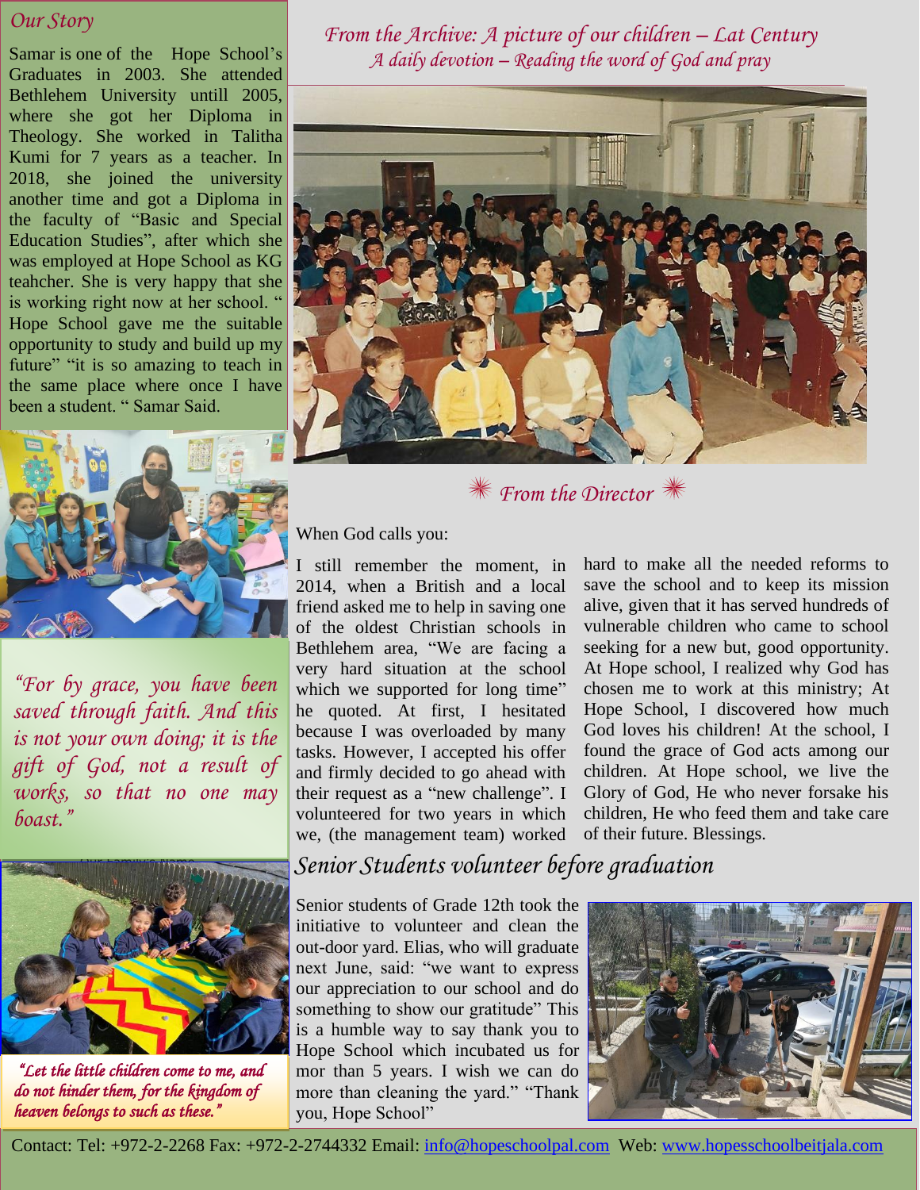## Our Story

Samar is one of the Hope School's Graduates in 2003. She attended Bethlehem University untill 2005, where she got her Diploma in Theology. She worked in Talitha Kumi for 7 years as a teacher. In 2018, she joined the university another time and got a Diploma in the faculty of "Basic and Special Education Studies", after which she was employed at Hope School as KG teahcher. She is very happy that she is working right now at her school. " Hope School gave me the suitable opportunity to study and build up my future" "it is so amazing to teach in the same place where once I have been a student. " Samar Said.

*"For by grace, you have been saved through faith. And this is not your own doing; it is the gift of God, not a result of works, so that no one may boast."*

*"Let the little children come to me, and do not hinder them, for the kingdom of heaven belongs to such as these."*

## From the Archive: A picture of our children – Lat Century

*A daily devotion – Reading the word of God and pray*

## From the Director

When God calls you:

I still remember the moment, in 2014, when a British and a local friend asked me to help in saving one of the oldest Christian schools in Bethlehem area, "We are facing a very hard situation at the school which we supported for long time" he quoted. At first, I hesitated because I was overloaded by many tasks. However, I accepted his offer and firmly decided to go ahead with their request as a "new challenge". I volunteered for two years in which we, (the management team) worked hard to make all the needed reforms to save the school and to keep its mission alive, given that it has served hundreds of vulnerable children who came to school seeking for a new but, good opportunity. At Hope school, I realized why God has chosen me to work at this ministry; At Hope School, I discovered how much God loves his children! At the school, I found the grace of God acts among our children. At Hope school, we live the Glory of God, He who never forsake his children, He who feed them and take care of their future. Blessings.

## Senior Students volunteer before graduation

Senior students of Grade 12th took the initiative to volunteer and clean the out-door yard. Elias, who will graduate next June, said: "we want to express our appreciation to our school and do something to show our gratitude" This is a humble way to say thank you to Hope School which incubated us for mor than 5 years. I wish we can do more than cleaning the yard." "Thank you, Hope School"

Contact: Tel: +972-2-2268 Fax: +972-2-2744332 Email: info@hopeschoolpal.com Web: www.hopesschoolbeitjala.com